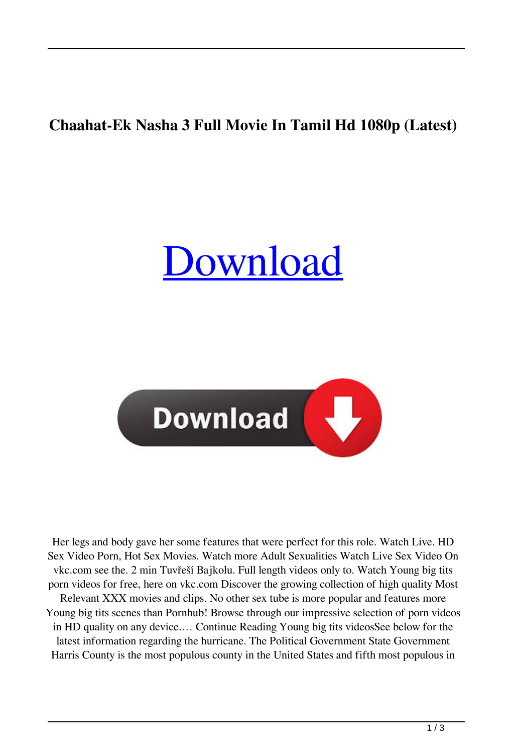# Chaahat-Ek Nasha 3 Full Movie In Tamil Hd 1080p (Latest)

Download

Her legs and body gave her some features that were perfect for this role. Watch Live. HD Sex Video Porn, Hot Sex Movies. Watch more Adult Sexualities Watch Live Sex Video On vkc.com see the. 2 min Tuvřeší Bajkolu. Full length videos only to. Watch Young big tits porn videos for free, here on vkc.com Discover the growing collection of high quality Most Relevant XXX movies and clips. No other sex tube is more popular and features more Young big tits scenes than Pornhub! Browse through our impressive selection of porn videos in HD quality on any device.… Continue Reading Young big tits videosSee below for the latest information regarding the hurricane. The Political Government State Government Harris County is the most populous county in the United States and fifth most populous in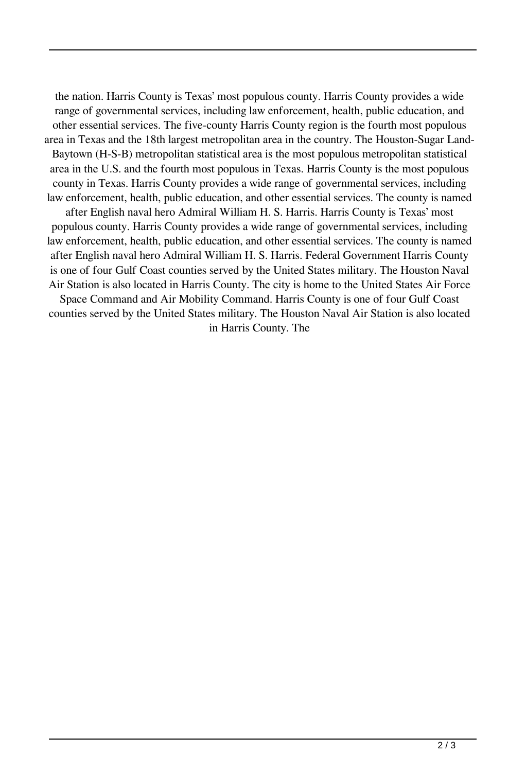the nation. Harris County is Texas' most populous county. Harris County provides a wide range of governmental services, including law enforcement, health, public education, and other essential services. The five-county Harris County region is the fourth most populous area in Texas and the 18th largest metropolitan area in the country. The Houston-Sugar Land-Baytown (H-S-B) metropolitan statistical area is the most populous metropolitan statistical area in the U.S. and the fourth most populous in Texas. Harris County is the most populous county in Texas. Harris County provides a wide range of governmental services, including law enforcement, health, public education, and other essential services. The county is named after English naval hero Admiral William H. S. Harris. Harris County is Texas' most populous county. Harris County provides a wide range of governmental services, including law enforcement, health, public education, and other essential services. The county is named after English naval hero Admiral William H. S. Harris. Federal Government Harris County is one of four Gulf Coast counties served by the United States military. The Houston Naval Air Station is also located in Harris County. The city is home to the United States Air Force Space Command and Air Mobility Command. Harris County is one of four Gulf Coast counties served by the United States military. The Houston Naval Air Station is also located in Harris County. The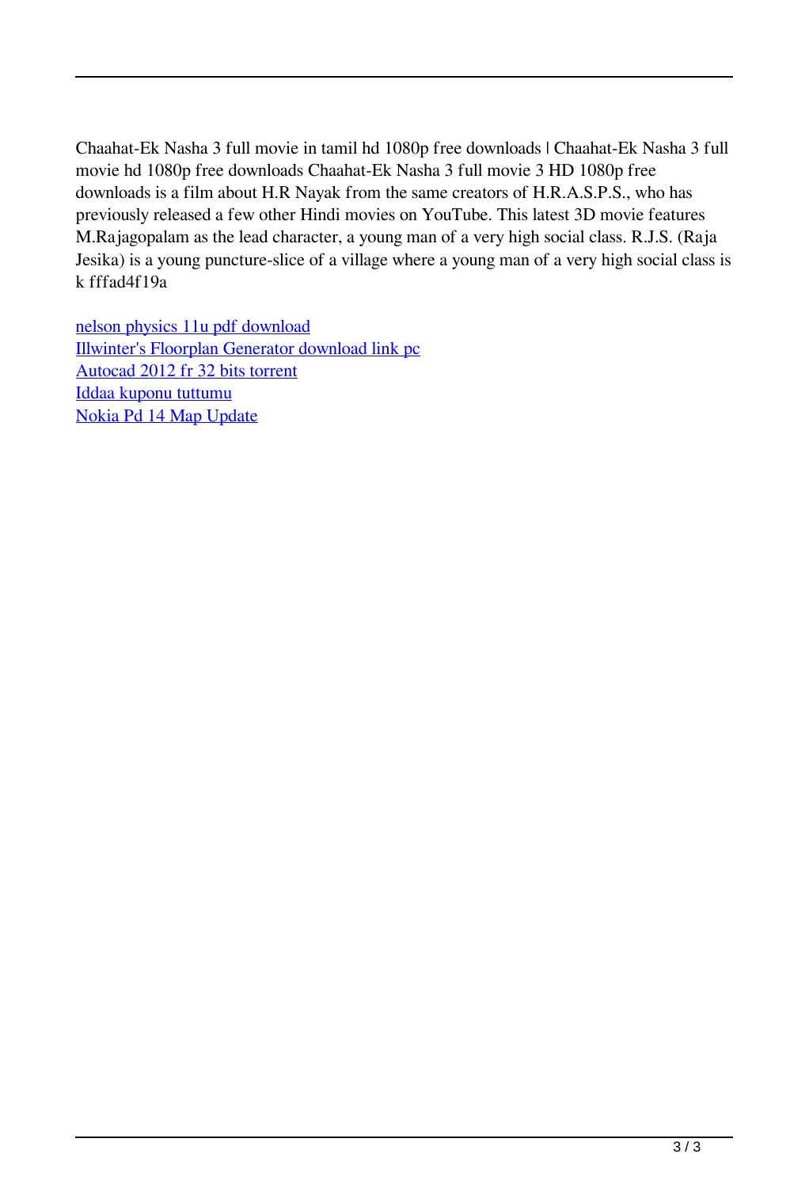Chaahat-Ek Nasha 3 full movie in tamil hd 1080p free downloads | Chaahat-Ek Nasha 3 full movie hd 1080p free downloads Chaahat-Ek Nasha 3 full movie 3 HD 1080p free downloads is a film about H.R Nayak from the same creators of H.R.A.S.P.S., who has previously released a few other Hindi movies on YouTube. This latest 3D movie features M.Rajagopalam as the lead character, a young man of a very high social class. R.J.S. (Raja Jesika) is a young puncture-slice of a village where a young man of a very high social class is k fffad4f19a

nelson physics 11u pdf download
Illwinter's Floorplan Generator download link pc
Autocad 2012 fr 32 bits torrent
Iddaa kuponu tuttumu
Nokia Pd 14 Map Update